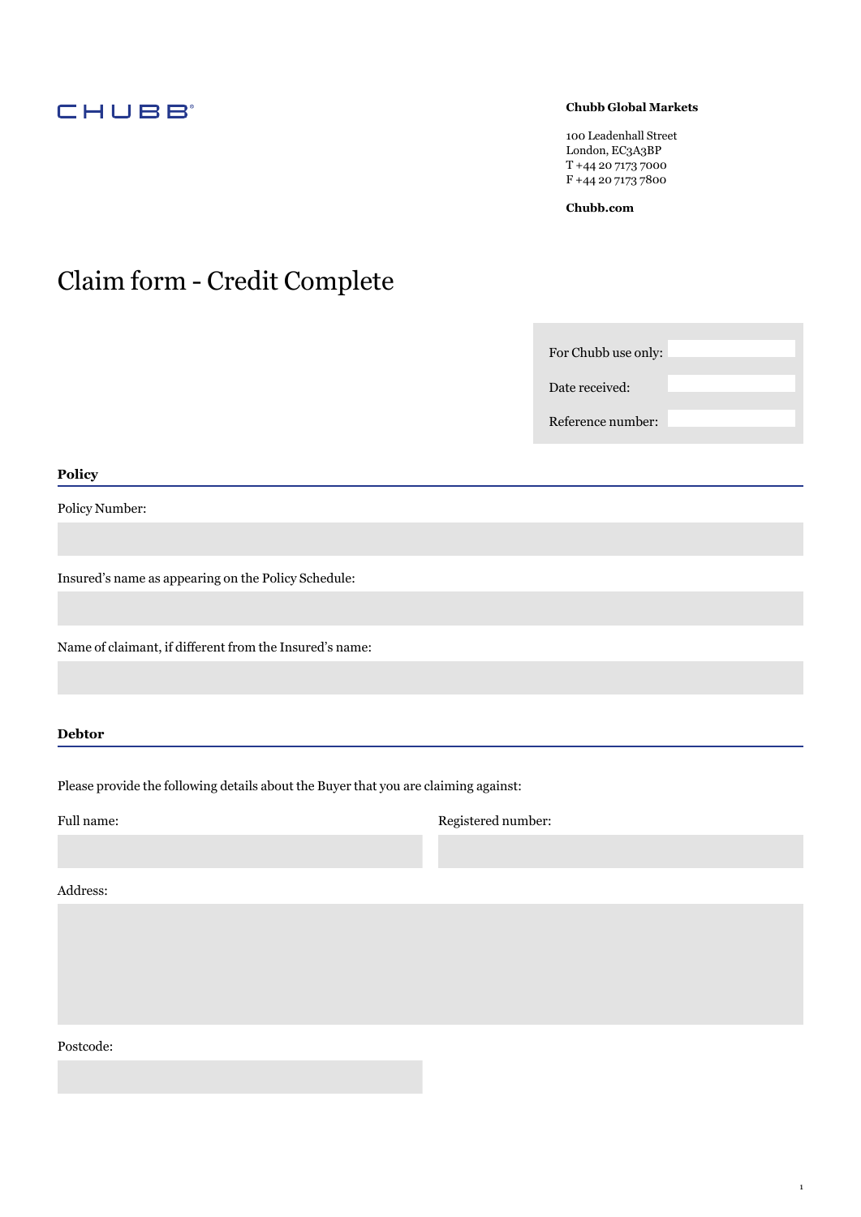CHUBB

**Chubb Global Markets**

100 Leadenhall Street
London, EC3A3BP
T +44 20 7173 7000
F +44 20 7173 7800

**Chubb.com**

# Claim form - Credit Complete

| For Chubb use only: | |
|---|---|
| Date received: | |
| Reference number: | |

## Policy

Policy Number:

Insured's name as appearing on the Policy Schedule:

Name of claimant, if different from the Insured's name:

## Debtor

Please provide the following details about the Buyer that you are claiming against:

Full name:

Registered number:

Address:

Postcode: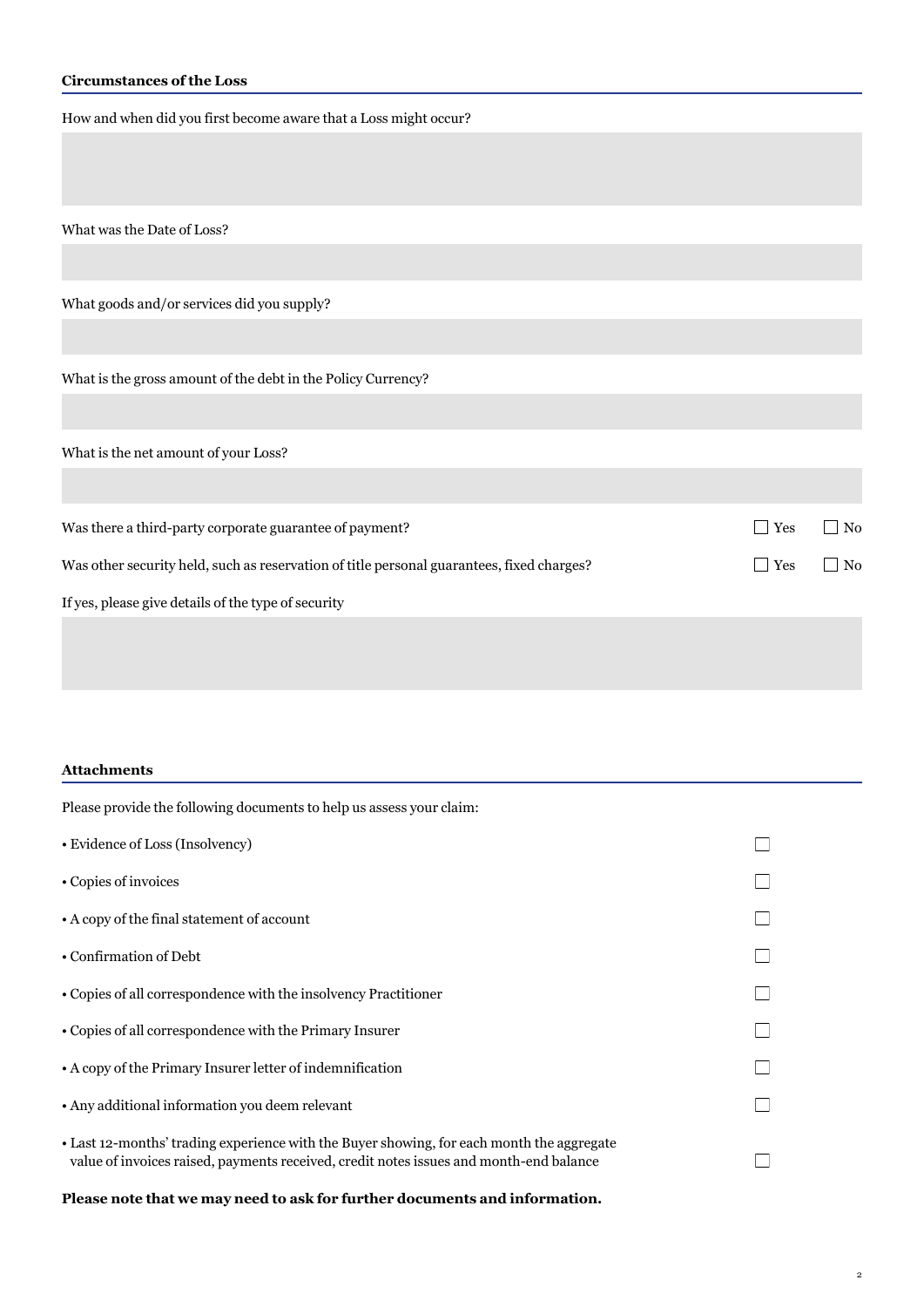## Circumstances of the Loss

How and when did you first become aware that a Loss might occur?

What was the Date of Loss?

What goods and/or services did you supply?

What is the gross amount of the debt in the Policy Currency?

What is the net amount of your Loss?

Was there a third-party corporate guarantee of payment? ☐ Yes ☐ No

Was other security held, such as reservation of title personal guarantees, fixed charges? ☐ Yes ☐ No

If yes, please give details of the type of security

## Attachments

Please provide the following documents to help us assess your claim:

- Evidence of Loss (Insolvency) ☐
- Copies of invoices ☐
- A copy of the final statement of account ☐
- Confirmation of Debt ☐
- Copies of all correspondence with the insolvency Practitioner ☐
- Copies of all correspondence with the Primary Insurer ☐
- A copy of the Primary Insurer letter of indemnification ☐
- Any additional information you deem relevant ☐
- Last 12-months' trading experience with the Buyer showing, for each month the aggregate value of invoices raised, payments received, credit notes issues and month-end balance ☐

**Please note that we may need to ask for further documents and information.**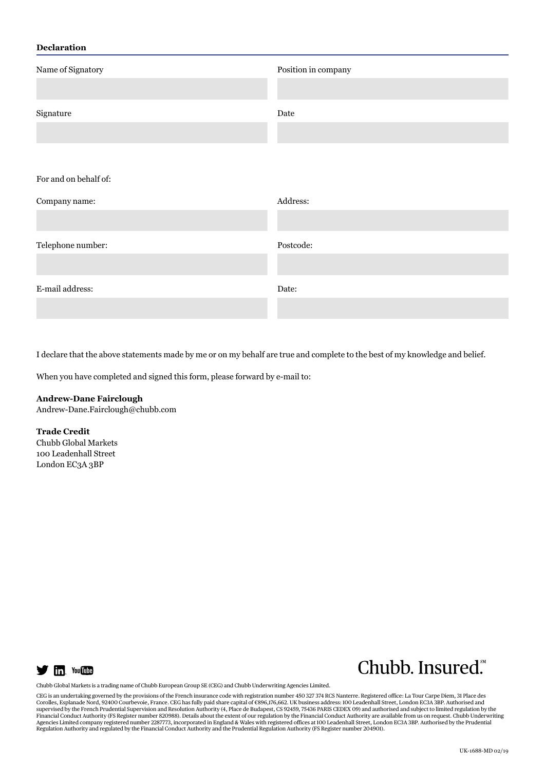**Declaration**

| | |
|---|---|
| Name of Signatory | Position in company |
| | |
| Signature | Date |
| | |

For and on behalf of:

| | |
|---|---|
| Company name: | Address: |
| | |
| Telephone number: | Postcode: |
| | |
| E-mail address: | Date: |
| | |

I declare that the above statements made by me or on my behalf are true and complete to the best of my knowledge and belief.

When you have completed and signed this form, please forward by e-mail to:

**Andrew-Dane Fairclough**
Andrew-Dane.Fairclough@chubb.com

**Trade Credit**
Chubb Global Markets
100 Leadenhall Street
London EC3A 3BP

Chubb. Insured.℠

Chubb Global Markets is a trading name of Chubb European Group SE (CEG) and Chubb Underwriting Agencies Limited.

CEG is an undertaking governed by the provisions of the French insurance code with registration number 450 327 374 RCS Nanterre. Registered office: La Tour Carpe Diem, 31 Place des Corolles, Esplanade Nord, 92400 Courbevoie, France. CEG has fully paid share capital of €896,176,662. UK business address: 100 Leadenhall Street, London EC3A 3BP. Authorised and supervised by the French Prudential Supervision and Resolution Authority (4, Place de Budapest, CS 92459, 75436 PARIS CEDEX 09) and authorised and subject to limited regulation by the Financial Conduct Authority (FS Register number 820988). Details about the extent of our regulation by the Financial Conduct Authority are available from us on request. Chubb Underwriting Agencies Limited company registered number 2287773, incorporated in England & Wales with registered offices at 100 Leadenhall Street, London EC3A 3BP. Authorised by the Prudential Regulation Authority and regulated by the Financial Conduct Authority and the Prudential Regulation Authority (FS Register number 204901).

UK-1688-MD 02/19